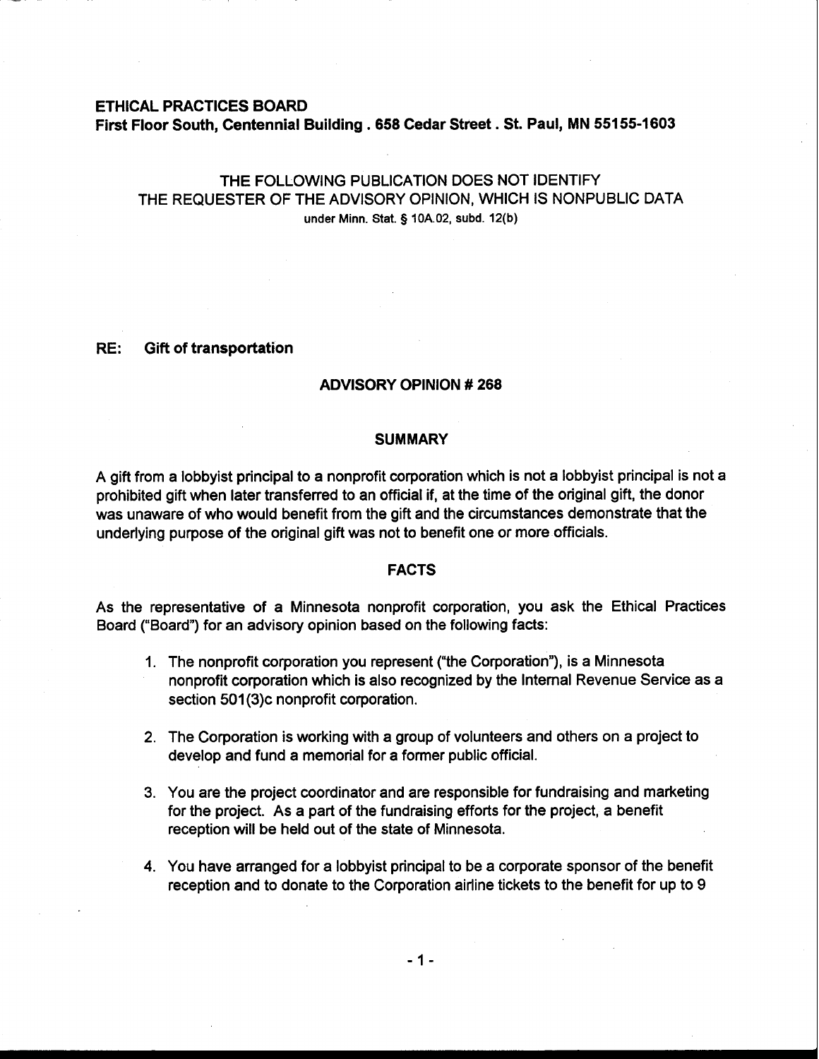**ETHICAL PRACTICES BOARD**
**First Floor South, Centennial Building . 658 Cedar Street . St. Paul, MN 55155-1603**

THE FOLLOWING PUBLICATION DOES NOT IDENTIFY
THE REQUESTER OF THE ADVISORY OPINION, WHICH IS NONPUBLIC DATA
under Minn. Stat. § 10A.02, subd. 12(b)

**RE: Gift of transportation**

## ADVISORY OPINION # 268

### SUMMARY

A gift from a lobbyist principal to a nonprofit corporation which is not a lobbyist principal is not a prohibited gift when later transferred to an official if, at the time of the original gift, the donor was unaware of who would benefit from the gift and the circumstances demonstrate that the underlying purpose of the original gift was not to benefit one or more officials.

### FACTS

As the representative of a Minnesota nonprofit corporation, you ask the Ethical Practices Board ("Board") for an advisory opinion based on the following facts:

1. The nonprofit corporation you represent ("the Corporation"), is a Minnesota nonprofit corporation which is also recognized by the Internal Revenue Service as a section 501(3)c nonprofit corporation.

2. The Corporation is working with a group of volunteers and others on a project to develop and fund a memorial for a former public official.

3. You are the project coordinator and are responsible for fundraising and marketing for the project. As a part of the fundraising efforts for the project, a benefit reception will be held out of the state of Minnesota.

4. You have arranged for a lobbyist principal to be a corporate sponsor of the benefit reception and to donate to the Corporation airline tickets to the benefit for up to 9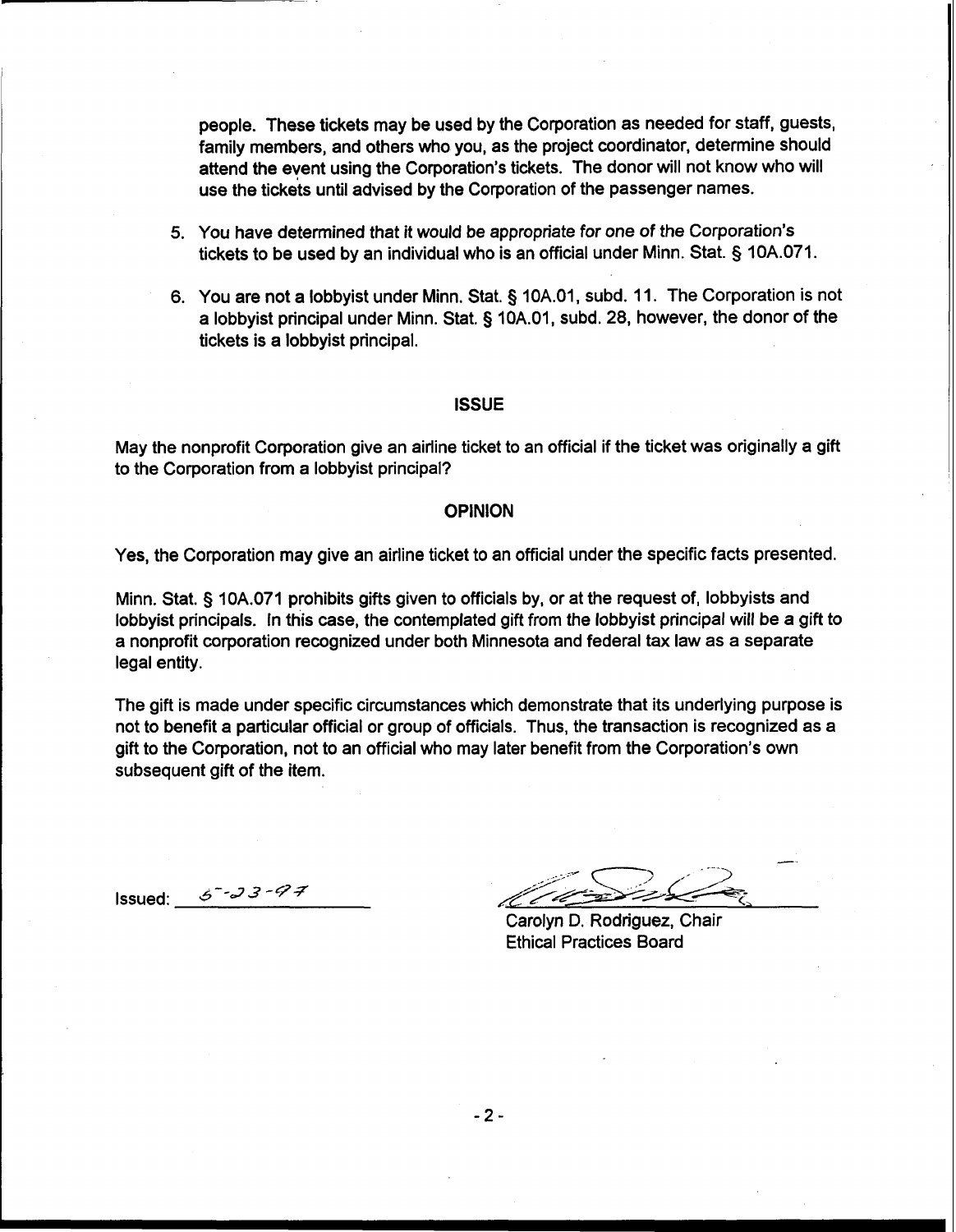people. These tickets may be used by the Corporation as needed for staff, guests, family members, and others who you, as the project coordinator, determine should attend the event using the Corporation's tickets. The donor will not know who will use the tickets until advised by the Corporation of the passenger names.

5. You have determined that it would be appropriate for one of the Corporation's tickets to be used by an individual who is an official under Minn. Stat. § 10A.071.

6. You are not a lobbyist under Minn. Stat. § 10A.01, subd. 11. The Corporation is not a lobbyist principal under Minn. Stat. § 10A.01, subd. 28, however, the donor of the tickets is a lobbyist principal.

## ISSUE

May the nonprofit Corporation give an airline ticket to an official if the ticket was originally a gift to the Corporation from a lobbyist principal?

## OPINION

Yes, the Corporation may give an airline ticket to an official under the specific facts presented.

Minn. Stat. § 10A.071 prohibits gifts given to officials by, or at the request of, lobbyists and lobbyist principals. In this case, the contemplated gift from the lobbyist principal will be a gift to a nonprofit corporation recognized under both Minnesota and federal tax law as a separate legal entity.

The gift is made under specific circumstances which demonstrate that its underlying purpose is not to benefit a particular official or group of officials. Thus, the transaction is recognized as a gift to the Corporation, not to an official who may later benefit from the Corporation's own subsequent gift of the item.

Issued: 5-23-97

Carolyn D. Rodriguez, Chair
Ethical Practices Board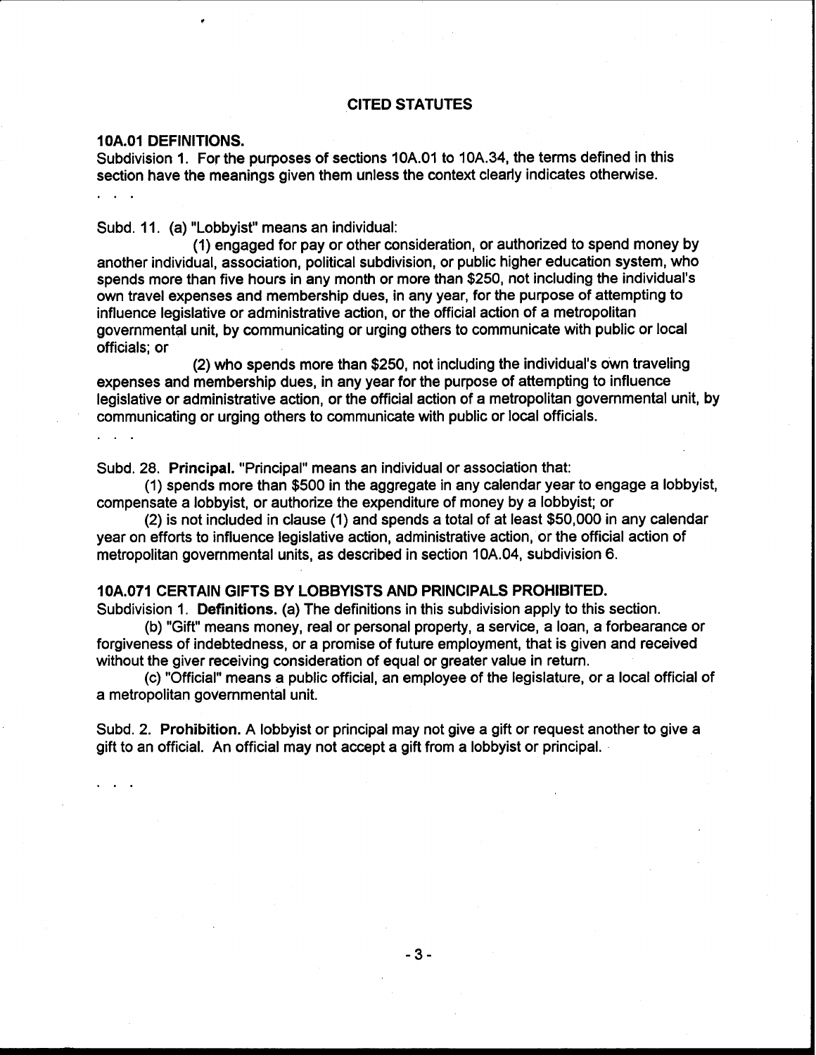## CITED STATUTES

**10A.01 DEFINITIONS.**

Subdivision 1. For the purposes of sections 10A.01 to 10A.34, the terms defined in this section have the meanings given them unless the context clearly indicates otherwise.

. . .

Subd. 11. (a) "Lobbyist" means an individual:

(1) engaged for pay or other consideration, or authorized to spend money by another individual, association, political subdivision, or public higher education system, who spends more than five hours in any month or more than $250, not including the individual's own travel expenses and membership dues, in any year, for the purpose of attempting to influence legislative or administrative action, or the official action of a metropolitan governmental unit, by communicating or urging others to communicate with public or local officials; or

(2) who spends more than $250, not including the individual's own traveling expenses and membership dues, in any year for the purpose of attempting to influence legislative or administrative action, or the official action of a metropolitan governmental unit, by communicating or urging others to communicate with public or local officials.

. . .

Subd. 28. **Principal.** "Principal" means an individual or association that:

(1) spends more than $500 in the aggregate in any calendar year to engage a lobbyist, compensate a lobbyist, or authorize the expenditure of money by a lobbyist; or

(2) is not included in clause (1) and spends a total of at least $50,000 in any calendar year on efforts to influence legislative action, administrative action, or the official action of metropolitan governmental units, as described in section 10A.04, subdivision 6.

**10A.071 CERTAIN GIFTS BY LOBBYISTS AND PRINCIPALS PROHIBITED.**

Subdivision 1. **Definitions.** (a) The definitions in this subdivision apply to this section.

(b) "Gift" means money, real or personal property, a service, a loan, a forbearance or forgiveness of indebtedness, or a promise of future employment, that is given and received without the giver receiving consideration of equal or greater value in return.

(c) "Official" means a public official, an employee of the legislature, or a local official of a metropolitan governmental unit.

Subd. 2. **Prohibition.** A lobbyist or principal may not give a gift or request another to give a gift to an official. An official may not accept a gift from a lobbyist or principal.

. . .